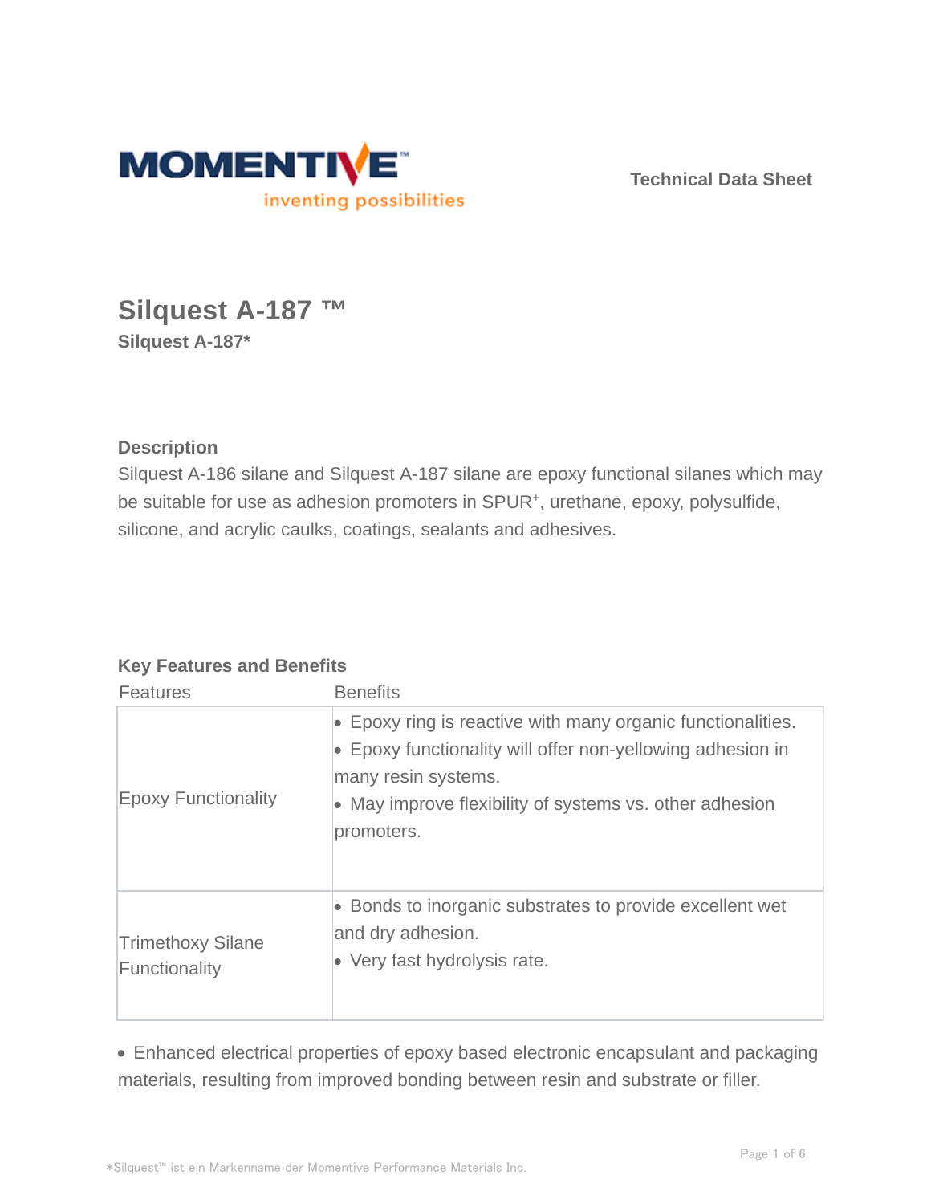MOMENTIVE

inventing possibilities

Technical Data Sheet

# Silquest A-187 ™

**Silquest A-187***

## Description

Silquest A-186 silane and Silquest A-187 silane are epoxy functional silanes which may be suitable for use as adhesion promoters in SPUR+, urethane, epoxy, polysulfide, silicone, and acrylic caulks, coatings, sealants and adhesives.

## Key Features and Benefits

| Features | Benefits |
| --- | --- |
| Epoxy Functionality | • Epoxy ring is reactive with many organic functionalities.<br>• Epoxy functionality will offer non-yellowing adhesion in many resin systems.<br>• May improve flexibility of systems vs. other adhesion promoters. |
| Trimethoxy Silane Functionality | • Bonds to inorganic substrates to provide excellent wet and dry adhesion.<br>• Very fast hydrolysis rate. |

- Enhanced electrical properties of epoxy based electronic encapsulant and packaging materials, resulting from improved bonding between resin and substrate or filler.

*Silquest™ ist ein Markenname der Momentive Performance Materials Inc.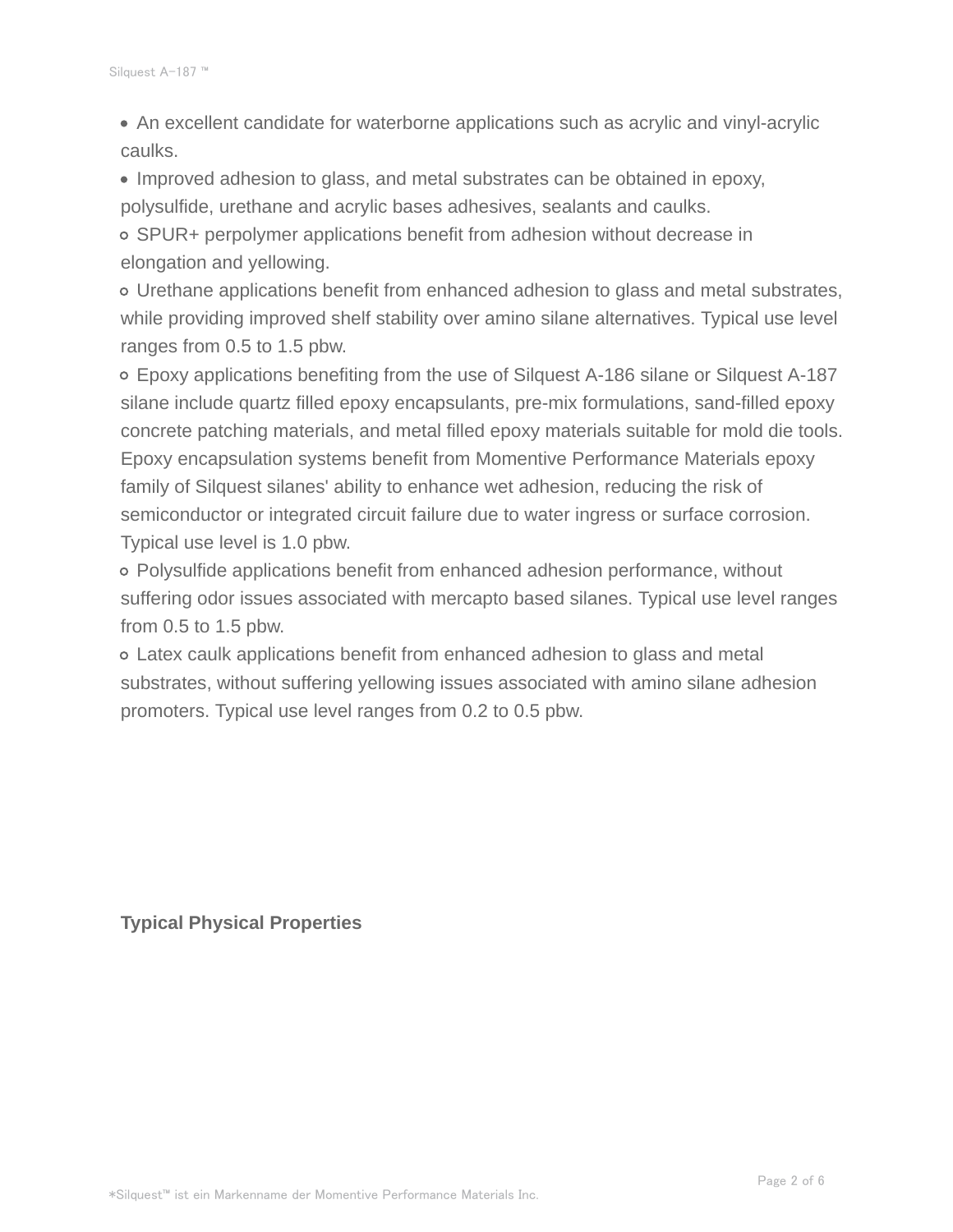- An excellent candidate for waterborne applications such as acrylic and vinyl-acrylic caulks.
- Improved adhesion to glass, and metal substrates can be obtained in epoxy, polysulfide, urethane and acrylic bases adhesives, sealants and caulks.
    - SPUR+ perpolymer applications benefit from adhesion without decrease in elongation and yellowing.
    - Urethane applications benefit from enhanced adhesion to glass and metal substrates, while providing improved shelf stability over amino silane alternatives. Typical use level ranges from 0.5 to 1.5 pbw.
    - Epoxy applications benefiting from the use of Silquest A-186 silane or Silquest A-187 silane include quartz filled epoxy encapsulants, pre-mix formulations, sand-filled epoxy concrete patching materials, and metal filled epoxy materials suitable for mold die tools. Epoxy encapsulation systems benefit from Momentive Performance Materials epoxy family of Silquest silanes' ability to enhance wet adhesion, reducing the risk of semiconductor or integrated circuit failure due to water ingress or surface corrosion. Typical use level is 1.0 pbw.
    - Polysulfide applications benefit from enhanced adhesion performance, without suffering odor issues associated with mercapto based silanes. Typical use level ranges from 0.5 to 1.5 pbw.
    - Latex caulk applications benefit from enhanced adhesion to glass and metal substrates, without suffering yellowing issues associated with amino silane adhesion promoters. Typical use level ranges from 0.2 to 0.5 pbw.

**Typical Physical Properties**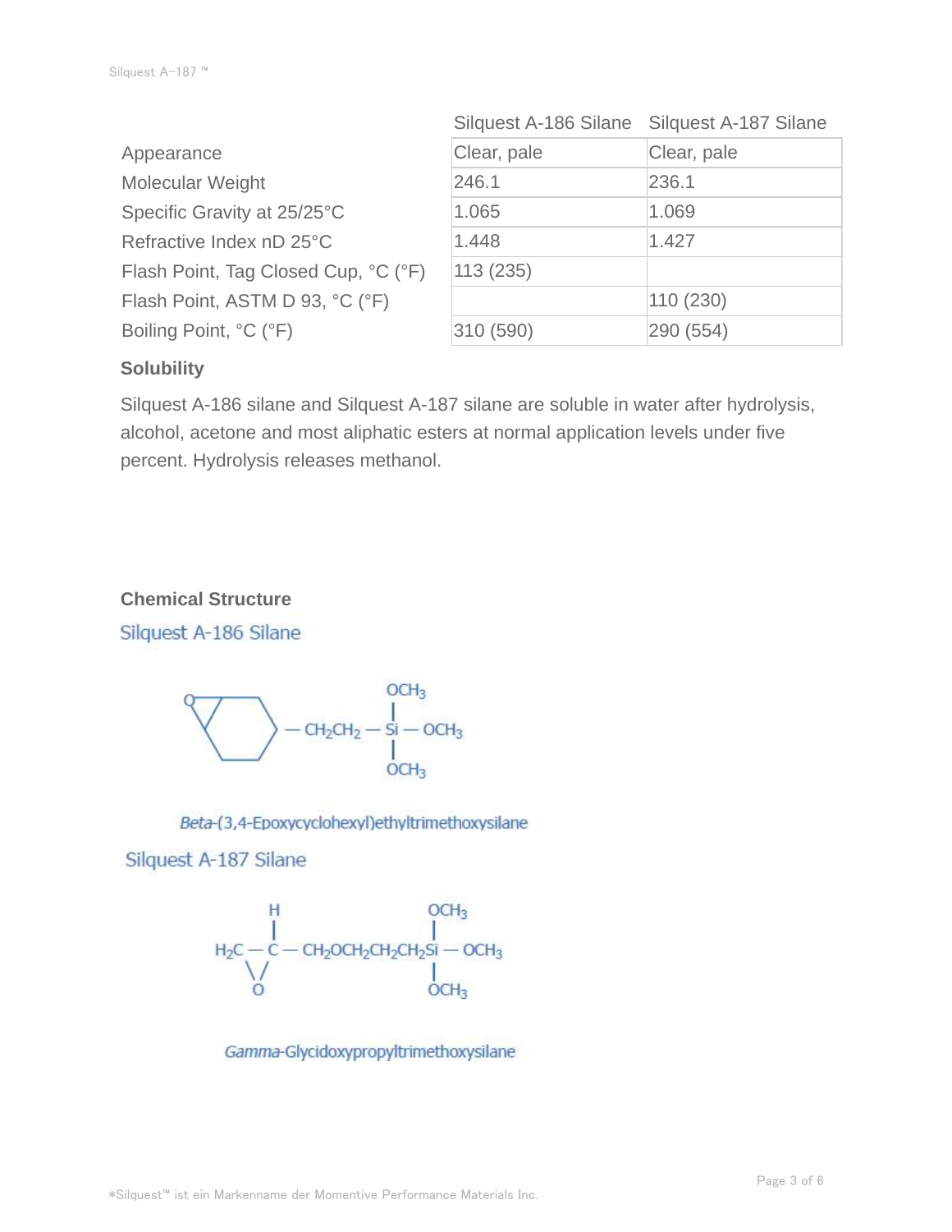| | Silquest A-186 Silane | Silquest A-187 Silane |
|---|---|---|
| Appearance | Clear, pale | Clear, pale |
| Molecular Weight | 246.1 | 236.1 |
| Specific Gravity at 25/25°C | 1.065 | 1.069 |
| Refractive Index nD 25°C | 1.448 | 1.427 |
| Flash Point, Tag Closed Cup, °C (°F) | 113 (235) | |
| Flash Point, ASTM D 93, °C (°F) | | 110 (230) |
| Boiling Point, °C (°F) | 310 (590) | 290 (554) |

### Solubility

Silquest A-186 silane and Silquest A-187 silane are soluble in water after hydrolysis, alcohol, acetone and most aliphatic esters at normal application levels under five percent. Hydrolysis releases methanol.

### Chemical Structure

Silquest A-186 Silane

$$\text{(3,4-epoxycyclohexyl)}-CH_2CH_2-Si(OCH_3)_3$$

*Beta*-(3,4-Epoxycyclohexyl)ethyltrimethoxysilane

Silquest A-187 Silane

$$H_2C(O)CH-CH_2OCH_2CH_2CH_2Si(OCH_3)_3$$

*Gamma*-Glycidoxypropyltrimethoxysilane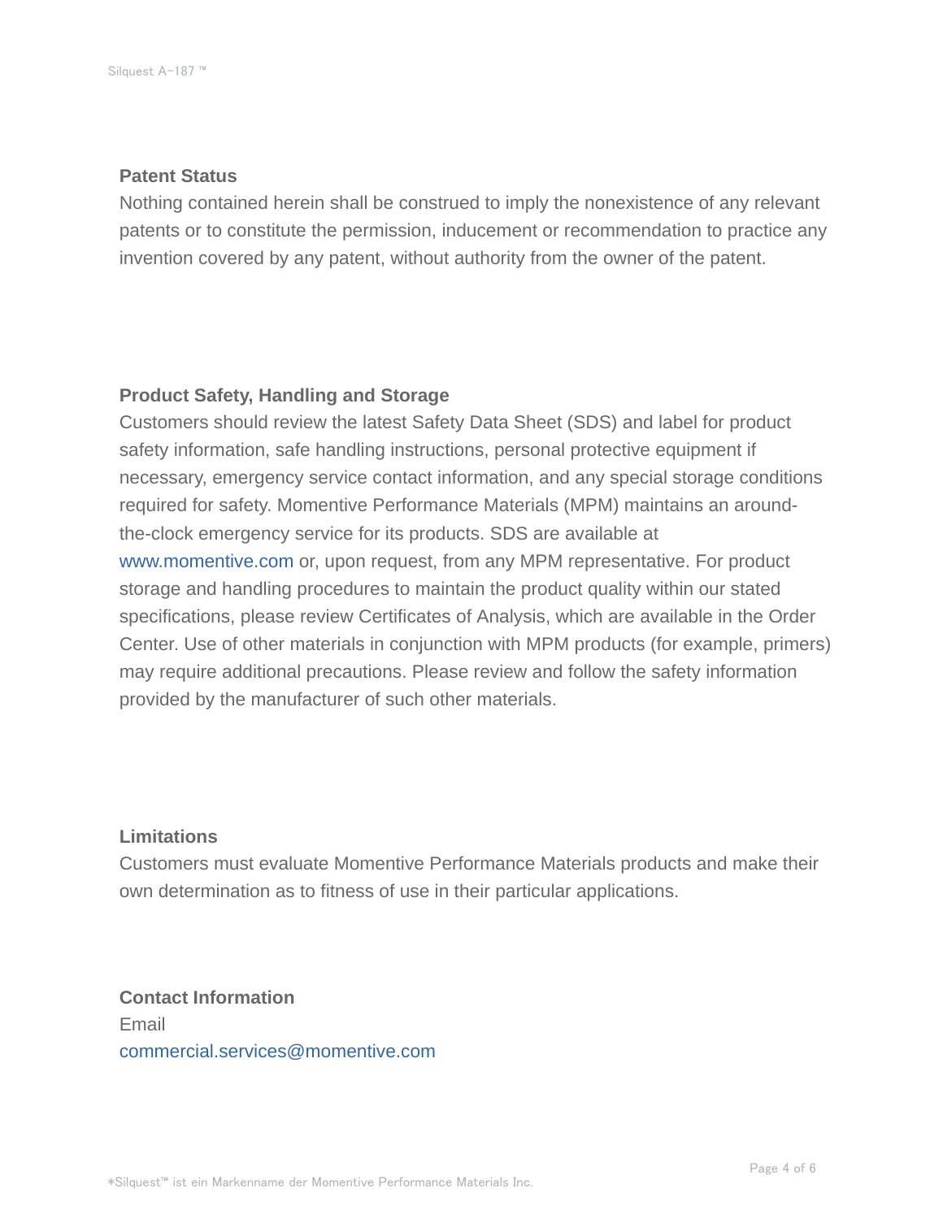## Patent Status

Nothing contained herein shall be construed to imply the nonexistence of any relevant patents or to constitute the permission, inducement or recommendation to practice any invention covered by any patent, without authority from the owner of the patent.

## Product Safety, Handling and Storage

Customers should review the latest Safety Data Sheet (SDS) and label for product safety information, safe handling instructions, personal protective equipment if necessary, emergency service contact information, and any special storage conditions required for safety. Momentive Performance Materials (MPM) maintains an around-the-clock emergency service for its products. SDS are available at www.momentive.com or, upon request, from any MPM representative. For product storage and handling procedures to maintain the product quality within our stated specifications, please review Certificates of Analysis, which are available in the Order Center. Use of other materials in conjunction with MPM products (for example, primers) may require additional precautions. Please review and follow the safety information provided by the manufacturer of such other materials.

## Limitations

Customers must evaluate Momentive Performance Materials products and make their own determination as to fitness of use in their particular applications.

## Contact Information

Email

commercial.services@momentive.com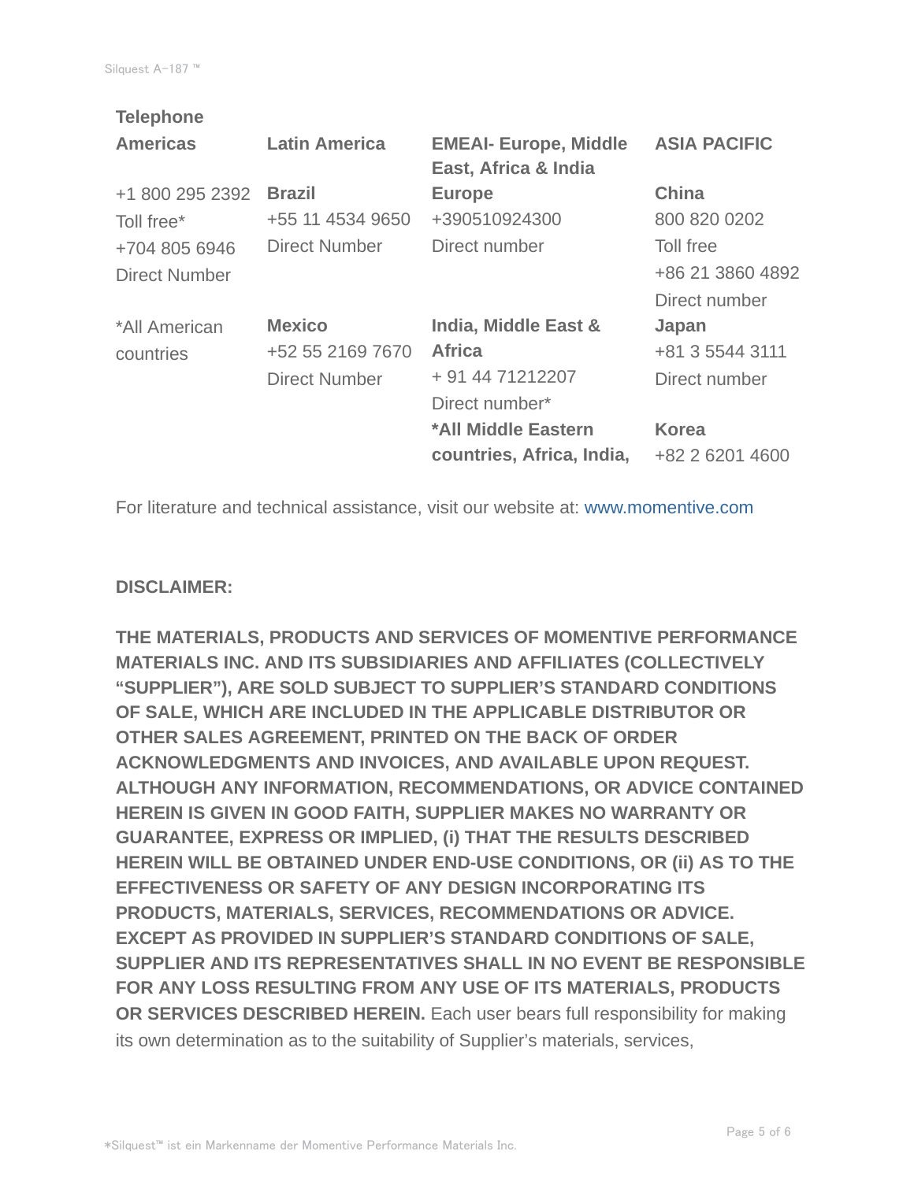**Telephone**

| Americas | Latin America | EMEAI- Europe, Middle East, Africa & India | ASIA PACIFIC |
|---|---|---|---|
| +1 800 295 2392<br>Toll free*<br>+704 805 6946<br>Direct Number | **Brazil**<br>+55 11 4534 9650<br>Direct Number | **Europe**<br>+390510924300<br>Direct number | **China**<br>800 820 0202<br>Toll free<br>+86 21 3860 4892<br>Direct number |
| *All American countries | **Mexico**<br>+52 55 2169 7670<br>Direct Number | **India, Middle East & Africa**<br>+ 91 44 71212207<br>Direct number* | **Japan**<br>+81 3 5544 3111<br>Direct number |
| | | ***All Middle Eastern countries, Africa, India,** | **Korea**<br>+82 2 6201 4600 |

For literature and technical assistance, visit our website at: www.momentive.com

**DISCLAIMER:**

**THE MATERIALS, PRODUCTS AND SERVICES OF MOMENTIVE PERFORMANCE MATERIALS INC. AND ITS SUBSIDIARIES AND AFFILIATES (COLLECTIVELY "SUPPLIER"), ARE SOLD SUBJECT TO SUPPLIER'S STANDARD CONDITIONS OF SALE, WHICH ARE INCLUDED IN THE APPLICABLE DISTRIBUTOR OR OTHER SALES AGREEMENT, PRINTED ON THE BACK OF ORDER ACKNOWLEDGMENTS AND INVOICES, AND AVAILABLE UPON REQUEST. ALTHOUGH ANY INFORMATION, RECOMMENDATIONS, OR ADVICE CONTAINED HEREIN IS GIVEN IN GOOD FAITH, SUPPLIER MAKES NO WARRANTY OR GUARANTEE, EXPRESS OR IMPLIED, (i) THAT THE RESULTS DESCRIBED HEREIN WILL BE OBTAINED UNDER END-USE CONDITIONS, OR (ii) AS TO THE EFFECTIVENESS OR SAFETY OF ANY DESIGN INCORPORATING ITS PRODUCTS, MATERIALS, SERVICES, RECOMMENDATIONS OR ADVICE. EXCEPT AS PROVIDED IN SUPPLIER'S STANDARD CONDITIONS OF SALE, SUPPLIER AND ITS REPRESENTATIVES SHALL IN NO EVENT BE RESPONSIBLE FOR ANY LOSS RESULTING FROM ANY USE OF ITS MATERIALS, PRODUCTS OR SERVICES DESCRIBED HEREIN.** Each user bears full responsibility for making its own determination as to the suitability of Supplier's materials, services,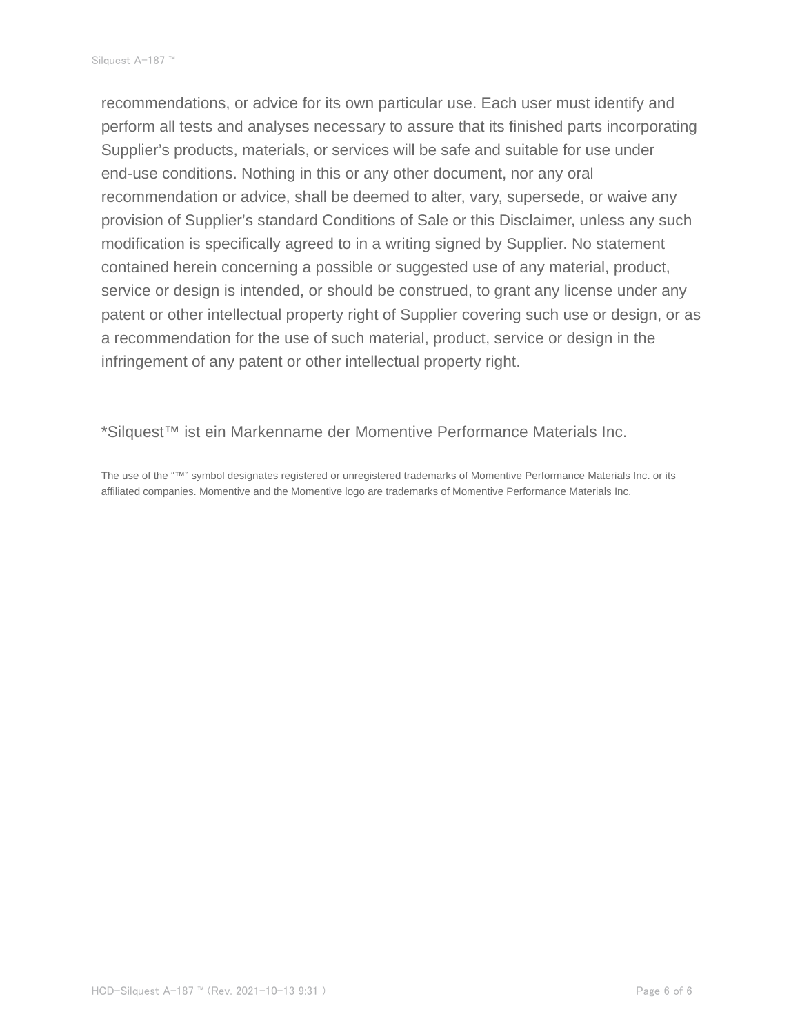recommendations, or advice for its own particular use. Each user must identify and perform all tests and analyses necessary to assure that its finished parts incorporating Supplier's products, materials, or services will be safe and suitable for use under end-use conditions. Nothing in this or any other document, nor any oral recommendation or advice, shall be deemed to alter, vary, supersede, or waive any provision of Supplier's standard Conditions of Sale or this Disclaimer, unless any such modification is specifically agreed to in a writing signed by Supplier. No statement contained herein concerning a possible or suggested use of any material, product, service or design is intended, or should be construed, to grant any license under any patent or other intellectual property right of Supplier covering such use or design, or as a recommendation for the use of such material, product, service or design in the infringement of any patent or other intellectual property right.

*Silquest™ ist ein Markenname der Momentive Performance Materials Inc.

The use of the "™" symbol designates registered or unregistered trademarks of Momentive Performance Materials Inc. or its affiliated companies. Momentive and the Momentive logo are trademarks of Momentive Performance Materials Inc.